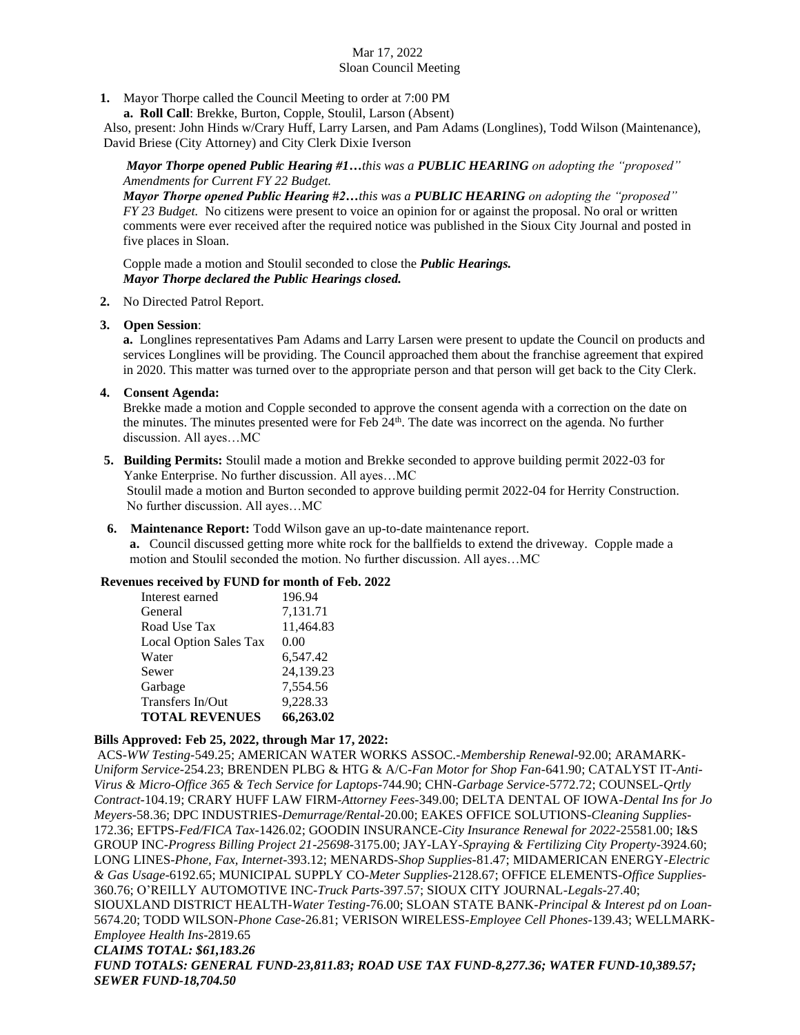Mar 17, 2022
Sloan Council Meeting

1. Mayor Thorpe called the Council Meeting to order at 7:00 PM
   a. **Roll Call**: Brekke, Burton, Copple, Stoulil, Larson (Absent)

Also, present: John Hinds w/Crary Huff, Larry Larsen, and Pam Adams (Longlines), Todd Wilson (Maintenance), David Briese (City Attorney) and City Clerk Dixie Iverson

***Mayor Thorpe opened Public Hearing #1…****this was a* ***PUBLIC HEARING*** *on adopting the "proposed" Amendments for Current FY 22 Budget.*
***Mayor Thorpe opened Public Hearing #2…****this was a* ***PUBLIC HEARING*** *on adopting the "proposed" FY 23 Budget.* No citizens were present to voice an opinion for or against the proposal. No oral or written comments were ever received after the required notice was published in the Sioux City Journal and posted in five places in Sloan.

Copple made a motion and Stoulil seconded to close the ***Public Hearings.***
***Mayor Thorpe declared the Public Hearings closed.***

2. No Directed Patrol Report.

3. **Open Session**:
   **a.** Longlines representatives Pam Adams and Larry Larsen were present to update the Council on products and services Longlines will be providing. The Council approached them about the franchise agreement that expired in 2020. This matter was turned over to the appropriate person and that person will get back to the City Clerk.

4. **Consent Agenda:**
   Brekke made a motion and Copple seconded to approve the consent agenda with a correction on the date on the minutes. The minutes presented were for Feb 24th. The date was incorrect on the agenda. No further discussion. All ayes…MC

5. **Building Permits:** Stoulil made a motion and Brekke seconded to approve building permit 2022-03 for Yanke Enterprise. No further discussion. All ayes…MC
   Stoulil made a motion and Burton seconded to approve building permit 2022-04 for Herrity Construction. No further discussion. All ayes…MC

6. **Maintenance Report:** Todd Wilson gave an up-to-date maintenance report.
   **a.** Council discussed getting more white rock for the ballfields to extend the driveway. Copple made a motion and Stoulil seconded the motion. No further discussion. All ayes…MC

**Revenues received by FUND for month of Feb. 2022**

| | |
|---|---|
| Interest earned | 196.94 |
| General | 7,131.71 |
| Road Use Tax | 11,464.83 |
| Local Option Sales Tax | 0.00 |
| Water | 6,547.42 |
| Sewer | 24,139.23 |
| Garbage | 7,554.56 |
| Transfers In/Out | 9,228.33 |
| **TOTAL REVENUES** | **66,263.02** |

**Bills Approved: Feb 25, 2022, through Mar 17, 2022:**
ACS-*WW Testing*-549.25; AMERICAN WATER WORKS ASSOC.-*Membership Renewal*-92.00; ARAMARK-*Uniform Service*-254.23; BRENDEN PLBG & HTG & A/C-*Fan Motor for Shop Fan*-641.90; CATALYST IT-*Anti-Virus & Micro-Office 365 & Tech Service for Laptops*-744.90; CHN-*Garbage Service*-5772.72; COUNSEL-*Qrtly Contract*-104.19; CRARY HUFF LAW FIRM-*Attorney Fees*-349.00; DELTA DENTAL OF IOWA-*Dental Ins for Jo Meyers*-58.36; DPC INDUSTRIES-*Demurrage/Rental*-20.00; EAKES OFFICE SOLUTIONS-*Cleaning Supplies*-172.36; EFTPS-*Fed/FICA Tax*-1426.02; GOODIN INSURANCE-*City Insurance Renewal for 2022*-25581.00; I&S GROUP INC-*Progress Billing Project 21-25698*-3175.00; JAY-LAY-*Spraying & Fertilizing City Property*-3924.60; LONG LINES-*Phone, Fax, Internet*-393.12; MENARDS-*Shop Supplies*-81.47; MIDAMERICAN ENERGY-*Electric & Gas Usage*-6192.65; MUNICIPAL SUPPLY CO-*Meter Supplies*-2128.67; OFFICE ELEMENTS-*Office Supplies*-360.76; O'REILLY AUTOMOTIVE INC-*Truck Parts*-397.57; SIOUX CITY JOURNAL-*Legals*-27.40; SIOUXLAND DISTRICT HEALTH-*Water Testing*-76.00; SLOAN STATE BANK-*Principal & Interest pd on Loan*-5674.20; TODD WILSON-*Phone Case*-26.81; VERISON WIRELESS-*Employee Cell Phones*-139.43; WELLMARK-*Employee Health Ins*-2819.65

***CLAIMS TOTAL: $61,183.26***
***FUND TOTALS: GENERAL FUND-23,811.83; ROAD USE TAX FUND-8,277.36; WATER FUND-10,389.57; SEWER FUND-18,704.50***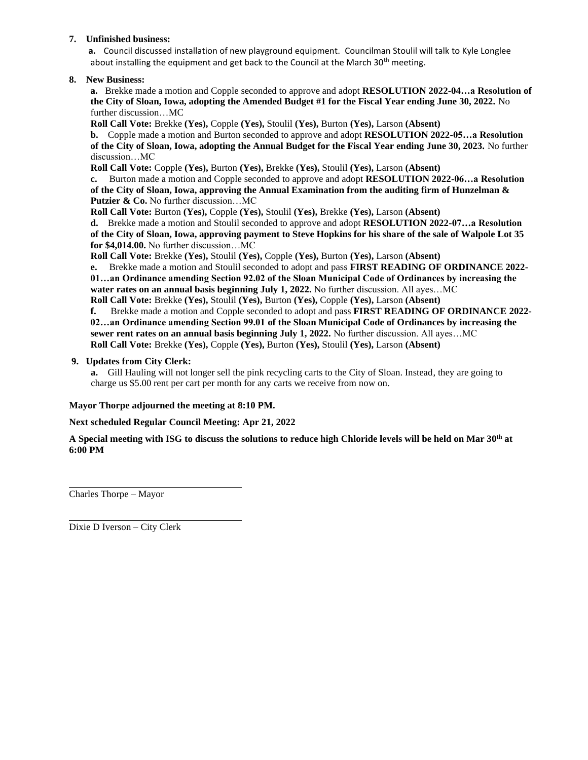7. **Unfinished business:**

   **a.** Council discussed installation of new playground equipment. Councilman Stoulil will talk to Kyle Longlee about installing the equipment and get back to the Council at the March 30th meeting.

8. **New Business:**

   **a.** Brekke made a motion and Copple seconded to approve and adopt **RESOLUTION 2022-04…a Resolution of the City of Sloan, Iowa, adopting the Amended Budget #1 for the Fiscal Year ending June 30, 2022.** No further discussion…MC

   **Roll Call Vote:** Brekke **(Yes),** Copple **(Yes),** Stoulil **(Yes),** Burton **(Yes),** Larson **(Absent)**

   **b.** Copple made a motion and Burton seconded to approve and adopt **RESOLUTION 2022-05…a Resolution of the City of Sloan, Iowa, adopting the Annual Budget for the Fiscal Year ending June 30, 2023.** No further discussion…MC

   **Roll Call Vote:** Copple **(Yes),** Burton **(Yes),** Brekke **(Yes),** Stoulil **(Yes),** Larson **(Absent)**

   **c.** Burton made a motion and Copple seconded to approve and adopt **RESOLUTION 2022-06…a Resolution of the City of Sloan, Iowa, approving the Annual Examination from the auditing firm of Hunzelman & Putzier & Co.** No further discussion…MC

   **Roll Call Vote:** Burton **(Yes),** Copple **(Yes),** Stoulil **(Yes),** Brekke **(Yes),** Larson **(Absent)**

   **d.** Brekke made a motion and Stoulil seconded to approve and adopt **RESOLUTION 2022-07…a Resolution of the City of Sloan, Iowa, approving payment to Steve Hopkins for his share of the sale of Walpole Lot 35 for $4,014.00.** No further discussion…MC

   **Roll Call Vote:** Brekke **(Yes),** Stoulil **(Yes),** Copple **(Yes),** Burton **(Yes),** Larson **(Absent)**

   **e.** Brekke made a motion and Stoulil seconded to adopt and pass **FIRST READING OF ORDINANCE 2022-01…an Ordinance amending Section 92.02 of the Sloan Municipal Code of Ordinances by increasing the water rates on an annual basis beginning July 1, 2022.** No further discussion. All ayes…MC

   **Roll Call Vote:** Brekke **(Yes),** Stoulil **(Yes),** Burton **(Yes),** Copple **(Yes),** Larson **(Absent)**

   **f.** Brekke made a motion and Copple seconded to adopt and pass **FIRST READING OF ORDINANCE 2022-02…an Ordinance amending Section 99.01 of the Sloan Municipal Code of Ordinances by increasing the sewer rent rates on an annual basis beginning July 1, 2022.** No further discussion. All ayes…MC

   **Roll Call Vote:** Brekke **(Yes),** Copple **(Yes),** Burton **(Yes),** Stoulil **(Yes),** Larson **(Absent)**

9. **Updates from City Clerk:**

   **a.** Gill Hauling will not longer sell the pink recycling carts to the City of Sloan. Instead, they are going to charge us $5.00 rent per cart per month for any carts we receive from now on.

**Mayor Thorpe adjourned the meeting at 8:10 PM.**

**Next scheduled Regular Council Meeting: Apr 21, 2022**

**A Special meeting with ISG to discuss the solutions to reduce high Chloride levels will be held on Mar 30th at 6:00 PM**

\_\_\_\_\_\_\_\_\_\_\_\_\_\_\_\_\_\_\_\_\_\_\_\_\_\_\_\_\_\_\_\_\_\_\_\_

Charles Thorpe – Mayor

\_\_\_\_\_\_\_\_\_\_\_\_\_\_\_\_\_\_\_\_\_\_\_\_\_\_\_\_\_\_\_\_\_\_\_\_

Dixie D Iverson – City Clerk